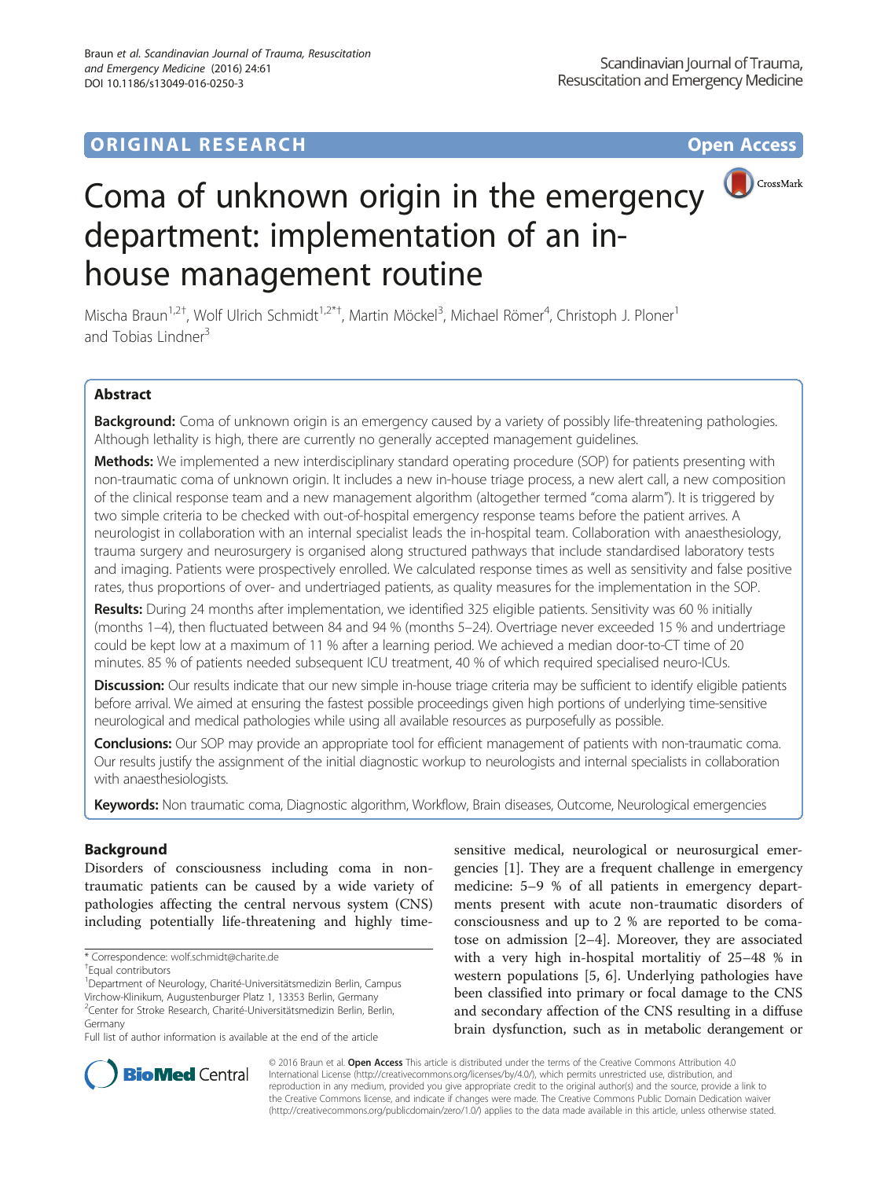ORIGINAL RESEARCH Open Access

# Coma of unknown origin in the emergency department: implementation of an in-house management routine

Mischa Braun[1,2†], Wolf Ulrich Schmidt[1,2*†], Martin Möckel[3], Michael Römer[4], Christoph J. Ploner[1] and Tobias Lindner[3]

## Abstract

**Background:** Coma of unknown origin is an emergency caused by a variety of possibly life-threatening pathologies. Although lethality is high, there are currently no generally accepted management guidelines.

**Methods:** We implemented a new interdisciplinary standard operating procedure (SOP) for patients presenting with non-traumatic coma of unknown origin. It includes a new in-house triage process, a new alert call, a new composition of the clinical response team and a new management algorithm (altogether termed "coma alarm"). It is triggered by two simple criteria to be checked with out-of-hospital emergency response teams before the patient arrives. A neurologist in collaboration with an internal specialist leads the in-hospital team. Collaboration with anaesthesiology, trauma surgery and neurosurgery is organised along structured pathways that include standardised laboratory tests and imaging. Patients were prospectively enrolled. We calculated response times as well as sensitivity and false positive rates, thus proportions of over- and undertriaged patients, as quality measures for the implementation in the SOP.

**Results:** During 24 months after implementation, we identified 325 eligible patients. Sensitivity was 60 % initially (months 1–4), then fluctuated between 84 and 94 % (months 5–24). Overtriage never exceeded 15 % and undertriage could be kept low at a maximum of 11 % after a learning period. We achieved a median door-to-CT time of 20 minutes. 85 % of patients needed subsequent ICU treatment, 40 % of which required specialised neuro-ICUs.

**Discussion:** Our results indicate that our new simple in-house triage criteria may be sufficient to identify eligible patients before arrival. We aimed at ensuring the fastest possible proceedings given high portions of underlying time-sensitive neurological and medical pathologies while using all available resources as purposefully as possible.

**Conclusions:** Our SOP may provide an appropriate tool for efficient management of patients with non-traumatic coma. Our results justify the assignment of the initial diagnostic workup to neurologists and internal specialists in collaboration with anaesthesiologists.

**Keywords:** Non traumatic coma, Diagnostic algorithm, Workflow, Brain diseases, Outcome, Neurological emergencies

## Background

Disorders of consciousness including coma in non-traumatic patients can be caused by a wide variety of pathologies affecting the central nervous system (CNS) including potentially life-threatening and highly time-sensitive medical, neurological or neurosurgical emergencies [1]. They are a frequent challenge in emergency medicine: 5–9 % of all patients in emergency departments present with acute non-traumatic disorders of consciousness and up to 2 % are reported to be comatose on admission [2–4]. Moreover, they are associated with a very high in-hospital mortalitiy of 25–48 % in western populations [5, 6]. Underlying pathologies have been classified into primary or focal damage to the CNS and secondary affection of the CNS resulting in a diffuse brain dysfunction, such as in metabolic derangement or

\* Correspondence: wolf.schmidt@charite.de
†Equal contributors
[1]Department of Neurology, Charité-Universitätsmedizin Berlin, Campus Virchow-Klinikum, Augustenburger Platz 1, 13353 Berlin, Germany
[2]Center for Stroke Research, Charité-Universitätsmedizin Berlin, Berlin, Germany
Full list of author information is available at the end of the article

© 2016 Braun et al. **Open Access** This article is distributed under the terms of the Creative Commons Attribution 4.0 International License (http://creativecommons.org/licenses/by/4.0/), which permits unrestricted use, distribution, and reproduction in any medium, provided you give appropriate credit to the original author(s) and the source, provide a link to the Creative Commons license, and indicate if changes were made. The Creative Commons Public Domain Dedication waiver (http://creativecommons.org/publicdomain/zero/1.0/) applies to the data made available in this article, unless otherwise stated.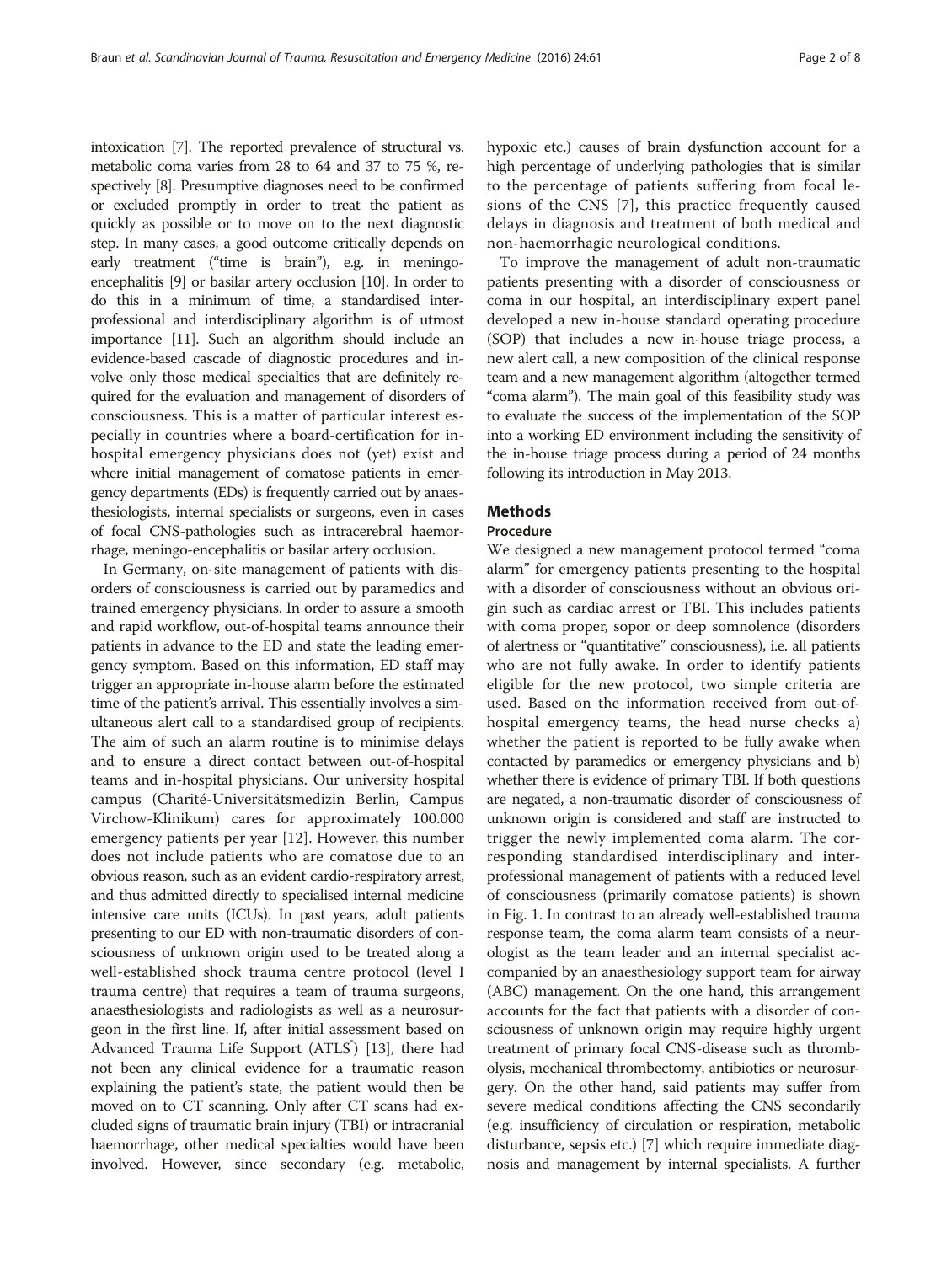intoxication [7]. The reported prevalence of structural vs. metabolic coma varies from 28 to 64 and 37 to 75 %, respectively [8]. Presumptive diagnoses need to be confirmed or excluded promptly in order to treat the patient as quickly as possible or to move on to the next diagnostic step. In many cases, a good outcome critically depends on early treatment ("time is brain"), e.g. in meningo-encephalitis [9] or basilar artery occlusion [10]. In order to do this in a minimum of time, a standardised inter-professional and interdisciplinary algorithm is of utmost importance [11]. Such an algorithm should include an evidence-based cascade of diagnostic procedures and involve only those medical specialties that are definitely required for the evaluation and management of disorders of consciousness. This is a matter of particular interest especially in countries where a board-certification for in-hospital emergency physicians does not (yet) exist and where initial management of comatose patients in emergency departments (EDs) is frequently carried out by anaesthesiologists, internal specialists or surgeons, even in cases of focal CNS-pathologies such as intracerebral haemorrhage, meningo-encephalitis or basilar artery occlusion.

In Germany, on-site management of patients with disorders of consciousness is carried out by paramedics and trained emergency physicians. In order to assure a smooth and rapid workflow, out-of-hospital teams announce their patients in advance to the ED and state the leading emergency symptom. Based on this information, ED staff may trigger an appropriate in-house alarm before the estimated time of the patient's arrival. This essentially involves a simultaneous alert call to a standardised group of recipients. The aim of such an alarm routine is to minimise delays and to ensure a direct contact between out-of-hospital teams and in-hospital physicians. Our university hospital campus (Charité-Universitätsmedizin Berlin, Campus Virchow-Klinikum) cares for approximately 100.000 emergency patients per year [12]. However, this number does not include patients who are comatose due to an obvious reason, such as an evident cardio-respiratory arrest, and thus admitted directly to specialised internal medicine intensive care units (ICUs). In past years, adult patients presenting to our ED with non-traumatic disorders of consciousness of unknown origin used to be treated along a well-established shock trauma centre protocol (level I trauma centre) that requires a team of trauma surgeons, anaesthesiologists and radiologists as well as a neurosurgeon in the first line. If, after initial assessment based on Advanced Trauma Life Support (ATLS®) [13], there had not been any clinical evidence for a traumatic reason explaining the patient's state, the patient would then be moved on to CT scanning. Only after CT scans had excluded signs of traumatic brain injury (TBI) or intracranial haemorrhage, other medical specialties would have been involved. However, since secondary (e.g. metabolic, hypoxic etc.) causes of brain dysfunction account for a high percentage of underlying pathologies that is similar to the percentage of patients suffering from focal lesions of the CNS [7], this practice frequently caused delays in diagnosis and treatment of both medical and non-haemorrhagic neurological conditions.

To improve the management of adult non-traumatic patients presenting with a disorder of consciousness or coma in our hospital, an interdisciplinary expert panel developed a new in-house standard operating procedure (SOP) that includes a new in-house triage process, a new alert call, a new composition of the clinical response team and a new management algorithm (altogether termed "coma alarm"). The main goal of this feasibility study was to evaluate the success of the implementation of the SOP into a working ED environment including the sensitivity of the in-house triage process during a period of 24 months following its introduction in May 2013.

## Methods

### Procedure

We designed a new management protocol termed "coma alarm" for emergency patients presenting to the hospital with a disorder of consciousness without an obvious origin such as cardiac arrest or TBI. This includes patients with coma proper, sopor or deep somnolence (disorders of alertness or "quantitative" consciousness), i.e. all patients who are not fully awake. In order to identify patients eligible for the new protocol, two simple criteria are used. Based on the information received from out-of-hospital emergency teams, the head nurse checks a) whether the patient is reported to be fully awake when contacted by paramedics or emergency physicians and b) whether there is evidence of primary TBI. If both questions are negated, a non-traumatic disorder of consciousness of unknown origin is considered and staff are instructed to trigger the newly implemented coma alarm. The corresponding standardised interdisciplinary and inter-professional management of patients with a reduced level of consciousness (primarily comatose patients) is shown in Fig. 1. In contrast to an already well-established trauma response team, the coma alarm team consists of a neurologist as the team leader and an internal specialist accompanied by an anaesthesiology support team for airway (ABC) management. On the one hand, this arrangement accounts for the fact that patients with a disorder of consciousness of unknown origin may require highly urgent treatment of primary focal CNS-disease such as thrombolysis, mechanical thrombectomy, antibiotics or neurosurgery. On the other hand, said patients may suffer from severe medical conditions affecting the CNS secondarily (e.g. insufficiency of circulation or respiration, metabolic disturbance, sepsis etc.) [7] which require immediate diagnosis and management by internal specialists. A further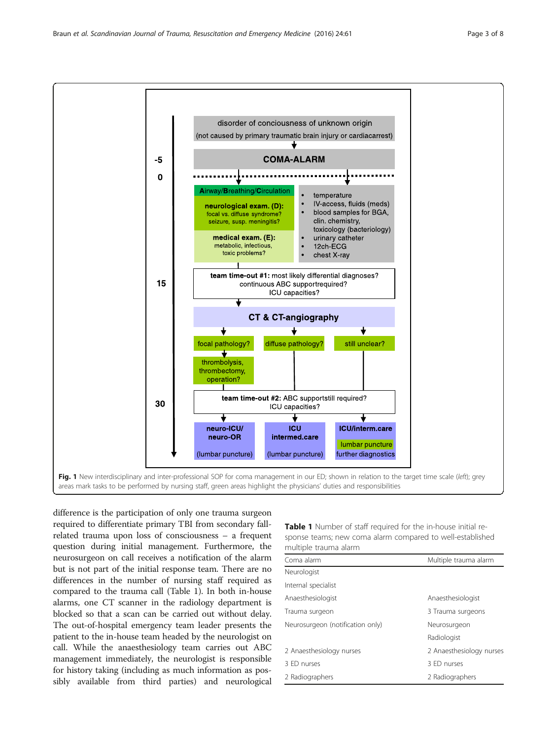disorder of conciousness of unknown origin
(not caused by primary traumatic brain injury or cardiacarrest)

-5 **COMA-ALARM**

0

**A**irway/**B**reathing/**C**irculation

**neurological exam. (D):** focal vs. diffuse syndrome? seizure, susp. meningitis?

**medical exam. (E):** metabolic, infectious, toxic problems?

- temperature
- IV-access, fluids (meds)
- blood samples for BGA, clin. chemistry, toxicology (bacteriology)
- urinary catheter
- 12ch-ECG
- chest X-ray

15 **team time-out #1:** most likely differential diagnoses? continuous ABC supportrequired? ICU capacities?

**CT & CT-angiography**

focal pathology? → thrombolysis, thrombectomy, operation?

diffuse pathology?

still unclear?

30 **team time-out #2:** ABC supportstill required? ICU capacities?

**neuro-ICU/ neuro-OR** (lumbar puncture)

**ICU intermed.care** (lumbar puncture)

**ICU/interm.care** lumbar puncture further diagnostics

**Fig. 1** New interdisciplinary and inter-professional SOP for coma management in our ED; shown in relation to the target time scale (*left*); grey areas mark tasks to be performed by nursing staff, green areas highlight the physicians' duties and responsibilities

difference is the participation of only one trauma surgeon required to differentiate primary TBI from secondary fall-related trauma upon loss of consciousness – a frequent question during initial management. Furthermore, the neurosurgeon on call receives a notification of the alarm but is not part of the initial response team. There are no differences in the number of nursing staff required as compared to the trauma call (Table 1). In both in-house alarms, one CT scanner in the radiology department is blocked so that a scan can be carried out without delay. The out-of-hospital emergency team leader presents the patient to the in-house team headed by the neurologist on call. While the anaesthesiology team carries out ABC management immediately, the neurologist is responsible for history taking (including as much information as possibly available from third parties) and neurological

**Table 1** Number of staff required for the in-house initial response teams; new coma alarm compared to well-established multiple trauma alarm

| Coma alarm | Multiple trauma alarm |
|---|---|
| Neurologist | |
| Internal specialist | |
| Anaesthesiologist | Anaesthesiologist |
| Trauma surgeon | 3 Trauma surgeons |
| Neurosurgeon (notification only) | Neurosurgeon |
| | Radiologist |
| 2 Anaesthesiology nurses | 2 Anaesthesiology nurses |
| 3 ED nurses | 3 ED nurses |
| 2 Radiographers | 2 Radiographers |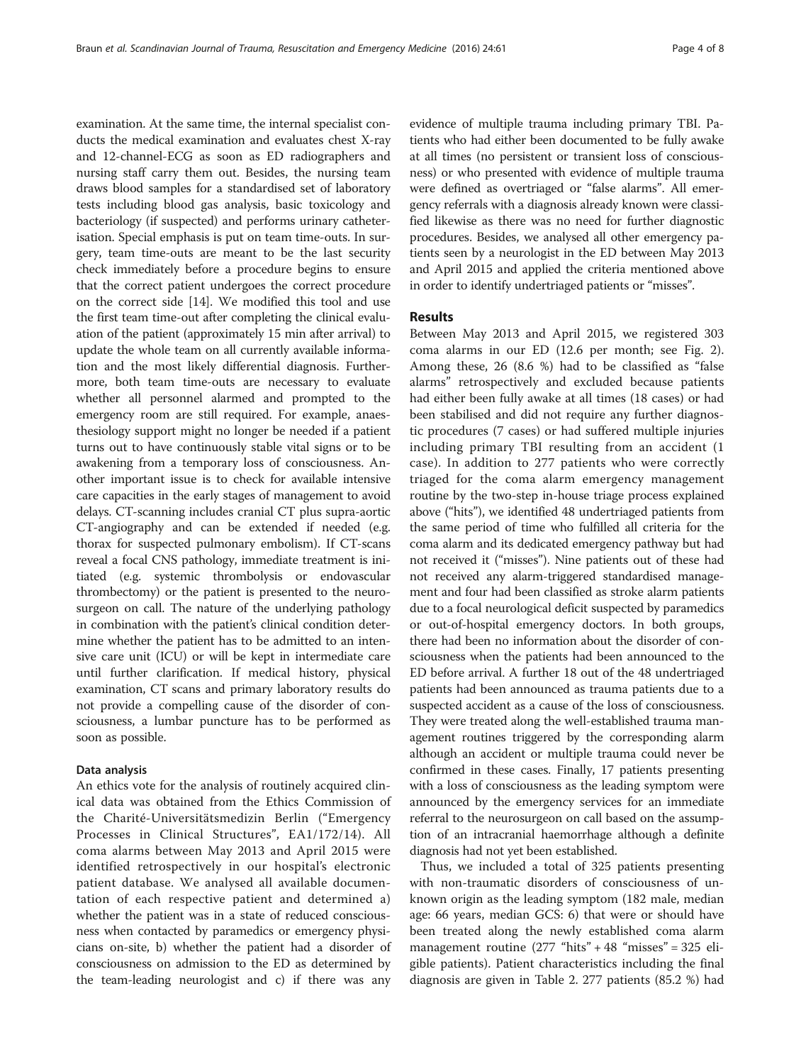examination. At the same time, the internal specialist conducts the medical examination and evaluates chest X-ray and 12-channel-ECG as soon as ED radiographers and nursing staff carry them out. Besides, the nursing team draws blood samples for a standardised set of laboratory tests including blood gas analysis, basic toxicology and bacteriology (if suspected) and performs urinary catheterisation. Special emphasis is put on team time-outs. In surgery, team time-outs are meant to be the last security check immediately before a procedure begins to ensure that the correct patient undergoes the correct procedure on the correct side [14]. We modified this tool and use the first team time-out after completing the clinical evaluation of the patient (approximately 15 min after arrival) to update the whole team on all currently available information and the most likely differential diagnosis. Furthermore, both team time-outs are necessary to evaluate whether all personnel alarmed and prompted to the emergency room are still required. For example, anaesthesiology support might no longer be needed if a patient turns out to have continuously stable vital signs or to be awakening from a temporary loss of consciousness. Another important issue is to check for available intensive care capacities in the early stages of management to avoid delays. CT-scanning includes cranial CT plus supra-aortic CT-angiography and can be extended if needed (e.g. thorax for suspected pulmonary embolism). If CT-scans reveal a focal CNS pathology, immediate treatment is initiated (e.g. systemic thrombolysis or endovascular thrombectomy) or the patient is presented to the neurosurgeon on call. The nature of the underlying pathology in combination with the patient's clinical condition determine whether the patient has to be admitted to an intensive care unit (ICU) or will be kept in intermediate care until further clarification. If medical history, physical examination, CT scans and primary laboratory results do not provide a compelling cause of the disorder of consciousness, a lumbar puncture has to be performed as soon as possible.

### Data analysis

An ethics vote for the analysis of routinely acquired clinical data was obtained from the Ethics Commission of the Charité-Universitätsmedizin Berlin ("Emergency Processes in Clinical Structures", EA1/172/14). All coma alarms between May 2013 and April 2015 were identified retrospectively in our hospital's electronic patient database. We analysed all available documentation of each respective patient and determined a) whether the patient was in a state of reduced consciousness when contacted by paramedics or emergency physicians on-site, b) whether the patient had a disorder of consciousness on admission to the ED as determined by the team-leading neurologist and c) if there was any evidence of multiple trauma including primary TBI. Patients who had either been documented to be fully awake at all times (no persistent or transient loss of consciousness) or who presented with evidence of multiple trauma were defined as overtriaged or "false alarms". All emergency referrals with a diagnosis already known were classified likewise as there was no need for further diagnostic procedures. Besides, we analysed all other emergency patients seen by a neurologist in the ED between May 2013 and April 2015 and applied the criteria mentioned above in order to identify undertriaged patients or "misses".

## Results

Between May 2013 and April 2015, we registered 303 coma alarms in our ED (12.6 per month; see Fig. 2). Among these, 26 (8.6 %) had to be classified as "false alarms" retrospectively and excluded because patients had either been fully awake at all times (18 cases) or had been stabilised and did not require any further diagnostic procedures (7 cases) or had suffered multiple injuries including primary TBI resulting from an accident (1 case). In addition to 277 patients who were correctly triaged for the coma alarm emergency management routine by the two-step in-house triage process explained above ("hits"), we identified 48 undertriaged patients from the same period of time who fulfilled all criteria for the coma alarm and its dedicated emergency pathway but had not received it ("misses"). Nine patients out of these had not received any alarm-triggered standardised management and four had been classified as stroke alarm patients due to a focal neurological deficit suspected by paramedics or out-of-hospital emergency doctors. In both groups, there had been no information about the disorder of consciousness when the patients had been announced to the ED before arrival. A further 18 out of the 48 undertriaged patients had been announced as trauma patients due to a suspected accident as a cause of the loss of consciousness. They were treated along the well-established trauma management routines triggered by the corresponding alarm although an accident or multiple trauma could never be confirmed in these cases. Finally, 17 patients presenting with a loss of consciousness as the leading symptom were announced by the emergency services for an immediate referral to the neurosurgeon on call based on the assumption of an intracranial haemorrhage although a definite diagnosis had not yet been established.

Thus, we included a total of 325 patients presenting with non-traumatic disorders of consciousness of unknown origin as the leading symptom (182 male, median age: 66 years, median GCS: 6) that were or should have been treated along the newly established coma alarm management routine (277 "hits" + 48 "misses" = 325 eligible patients). Patient characteristics including the final diagnosis are given in Table 2. 277 patients (85.2 %) had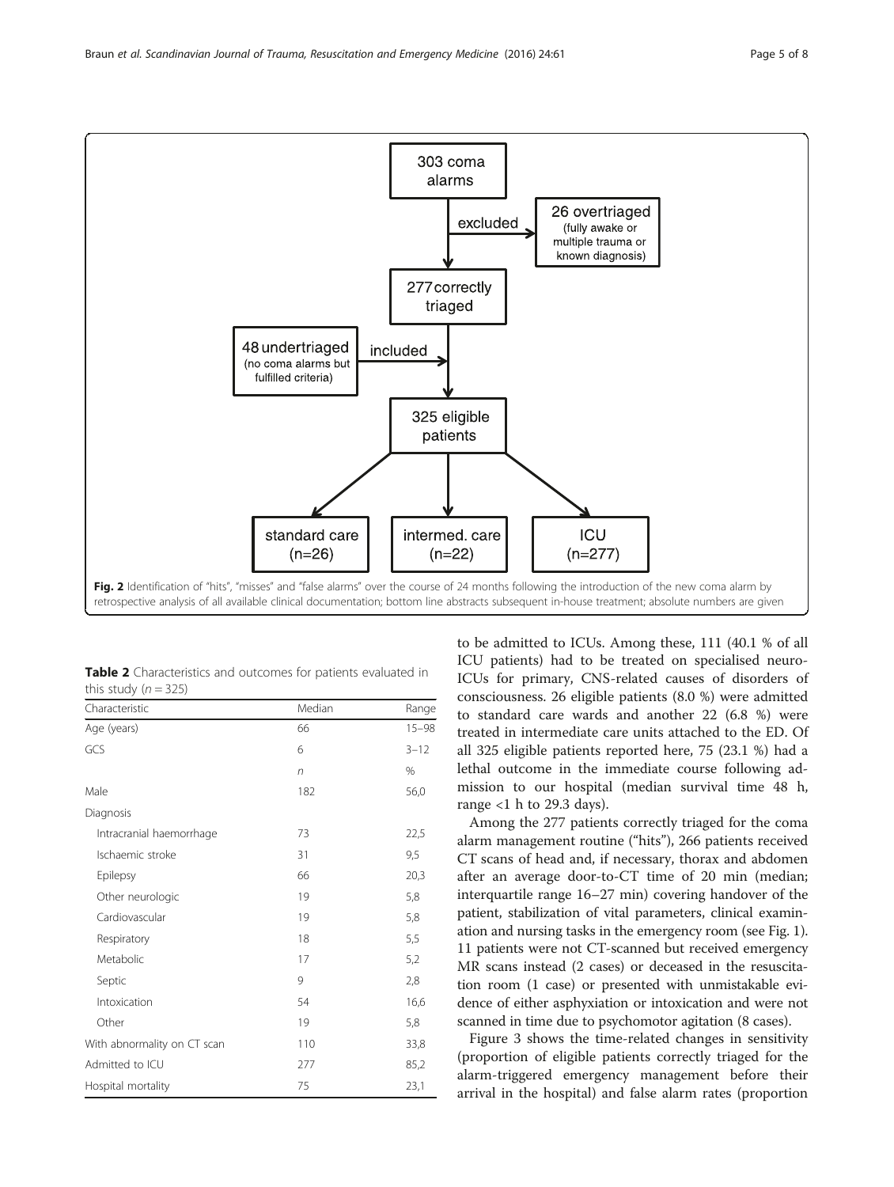303 coma alarms

excluded → 26 overtriaged (fully awake or multiple trauma or known diagnosis)

277 correctly triaged

48 undertriaged (no coma alarms but fulfilled criteria) → included

325 eligible patients

standard care (n=26) | intermed. care (n=22) | ICU (n=277)

**Fig. 2** Identification of "hits", "misses" and "false alarms" over the course of 24 months following the introduction of the new coma alarm by retrospective analysis of all available clinical documentation; bottom line abstracts subsequent in-house treatment; absolute numbers are given

**Table 2** Characteristics and outcomes for patients evaluated in this study ($n = 325$)

| Characteristic | Median | Range |
|---|---|---|
| Age (years) | 66 | 15–98 |
| GCS | 6 | 3–12 |
| | *n* | % |
| Male | 182 | 56,0 |
| Diagnosis | | |
| Intracranial haemorrhage | 73 | 22,5 |
| Ischaemic stroke | 31 | 9,5 |
| Epilepsy | 66 | 20,3 |
| Other neurologic | 19 | 5,8 |
| Cardiovascular | 19 | 5,8 |
| Respiratory | 18 | 5,5 |
| Metabolic | 17 | 5,2 |
| Septic | 9 | 2,8 |
| Intoxication | 54 | 16,6 |
| Other | 19 | 5,8 |
| With abnormality on CT scan | 110 | 33,8 |
| Admitted to ICU | 277 | 85,2 |
| Hospital mortality | 75 | 23,1 |

to be admitted to ICUs. Among these, 111 (40.1 % of all ICU patients) had to be treated on specialised neuro-ICUs for primary, CNS-related causes of disorders of consciousness. 26 eligible patients (8.0 %) were admitted to standard care wards and another 22 (6.8 %) were treated in intermediate care units attached to the ED. Of all 325 eligible patients reported here, 75 (23.1 %) had a lethal outcome in the immediate course following admission to our hospital (median survival time 48 h, range <1 h to 29.3 days).

Among the 277 patients correctly triaged for the coma alarm management routine ("hits"), 266 patients received CT scans of head and, if necessary, thorax and abdomen after an average door-to-CT time of 20 min (median; interquartile range 16–27 min) covering handover of the patient, stabilization of vital parameters, clinical examination and nursing tasks in the emergency room (see Fig. 1). 11 patients were not CT-scanned but received emergency MR scans instead (2 cases) or deceased in the resuscitation room (1 case) or presented with unmistakable evidence of either asphyxiation or intoxication and were not scanned in time due to psychomotor agitation (8 cases).

Figure 3 shows the time-related changes in sensitivity (proportion of eligible patients correctly triaged for the alarm-triggered emergency management before their arrival in the hospital) and false alarm rates (proportion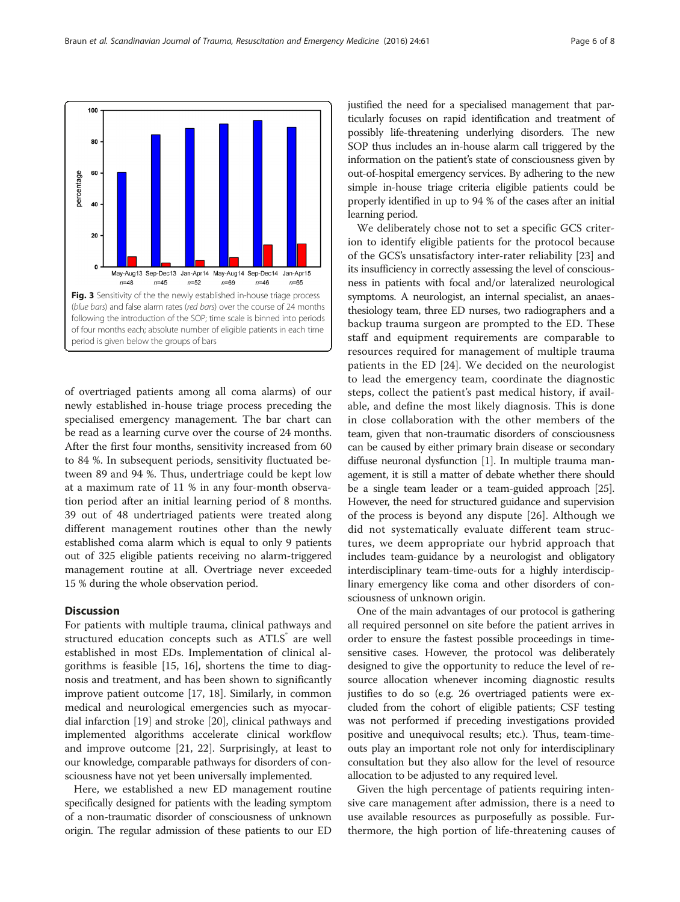Fig. 3 Sensitivity of the the newly established in-house triage process (*blue bars*) and false alarm rates (*red bars*) over the course of 24 months following the introduction of the SOP; time scale is binned into periods of four months each; absolute number of eligible patients in each time period is given below the groups of bars

of overtriaged patients among all coma alarms) of our newly established in-house triage process preceding the specialised emergency management. The bar chart can be read as a learning curve over the course of 24 months. After the first four months, sensitivity increased from 60 to 84 %. In subsequent periods, sensitivity fluctuated between 89 and 94 %. Thus, undertriage could be kept low at a maximum rate of 11 % in any four-month observation period after an initial learning period of 8 months. 39 out of 48 undertriaged patients were treated along different management routines other than the newly established coma alarm which is equal to only 9 patients out of 325 eligible patients receiving no alarm-triggered management routine at all. Overtriage never exceeded 15 % during the whole observation period.

## Discussion

For patients with multiple trauma, clinical pathways and structured education concepts such as ATLS® are well established in most EDs. Implementation of clinical algorithms is feasible [15, 16], shortens the time to diagnosis and treatment, and has been shown to significantly improve patient outcome [17, 18]. Similarly, in common medical and neurological emergencies such as myocardial infarction [19] and stroke [20], clinical pathways and implemented algorithms accelerate clinical workflow and improve outcome [21, 22]. Surprisingly, at least to our knowledge, comparable pathways for disorders of consciousness have not yet been universally implemented.

Here, we established a new ED management routine specifically designed for patients with the leading symptom of a non-traumatic disorder of consciousness of unknown origin. The regular admission of these patients to our ED justified the need for a specialised management that particularly focuses on rapid identification and treatment of possibly life-threatening underlying disorders. The new SOP thus includes an in-house alarm call triggered by the information on the patient's state of consciousness given by out-of-hospital emergency services. By adhering to the new simple in-house triage criteria eligible patients could be properly identified in up to 94 % of the cases after an initial learning period.

We deliberately chose not to set a specific GCS criterion to identify eligible patients for the protocol because of the GCS's unsatisfactory inter-rater reliability [23] and its insufficiency in correctly assessing the level of consciousness in patients with focal and/or lateralized neurological symptoms. A neurologist, an internal specialist, an anaesthesiology team, three ED nurses, two radiographers and a backup trauma surgeon are prompted to the ED. These staff and equipment requirements are comparable to resources required for management of multiple trauma patients in the ED [24]. We decided on the neurologist to lead the emergency team, coordinate the diagnostic steps, collect the patient's past medical history, if available, and define the most likely diagnosis. This is done in close collaboration with the other members of the team, given that non-traumatic disorders of consciousness can be caused by either primary brain disease or secondary diffuse neuronal dysfunction [1]. In multiple trauma management, it is still a matter of debate whether there should be a single team leader or a team-guided approach [25]. However, the need for structured guidance and supervision of the process is beyond any dispute [26]. Although we did not systematically evaluate different team structures, we deem appropriate our hybrid approach that includes team-guidance by a neurologist and obligatory interdisciplinary team-time-outs for a highly interdisciplinary emergency like coma and other disorders of consciousness of unknown origin.

One of the main advantages of our protocol is gathering all required personnel on site before the patient arrives in order to ensure the fastest possible proceedings in time-sensitive cases. However, the protocol was deliberately designed to give the opportunity to reduce the level of resource allocation whenever incoming diagnostic results justifies to do so (e.g. 26 overtriaged patients were excluded from the cohort of eligible patients; CSF testing was not performed if preceding investigations provided positive and unequivocal results; etc.). Thus, team-time-outs play an important role not only for interdisciplinary consultation but they also allow for the level of resource allocation to be adjusted to any required level.

Given the high percentage of patients requiring intensive care management after admission, there is a need to use available resources as purposefully as possible. Furthermore, the high portion of life-threatening causes of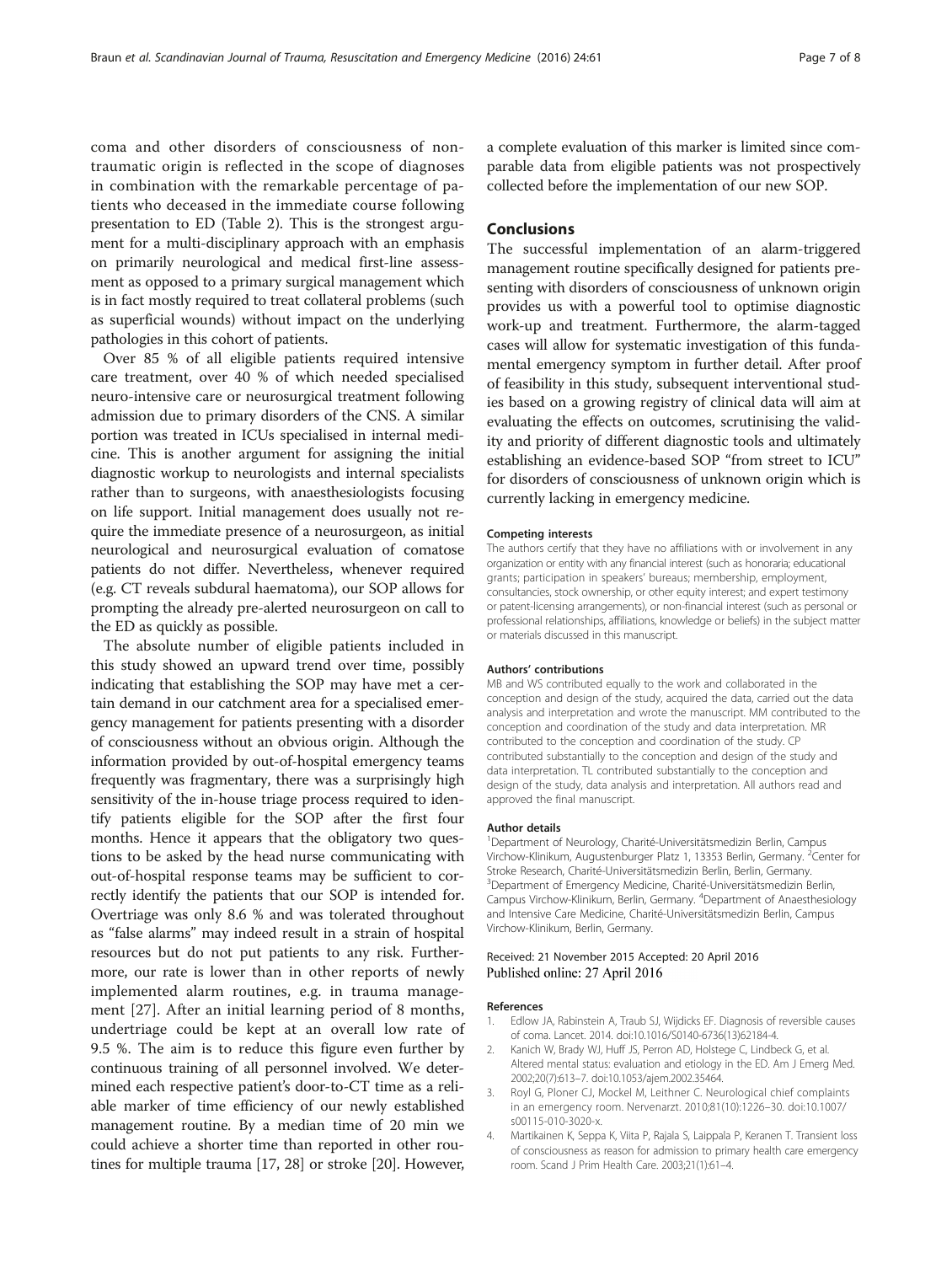coma and other disorders of consciousness of non-traumatic origin is reflected in the scope of diagnoses in combination with the remarkable percentage of patients who deceased in the immediate course following presentation to ED (Table 2). This is the strongest argument for a multi-disciplinary approach with an emphasis on primarily neurological and medical first-line assessment as opposed to a primary surgical management which is in fact mostly required to treat collateral problems (such as superficial wounds) without impact on the underlying pathologies in this cohort of patients.

Over 85 % of all eligible patients required intensive care treatment, over 40 % of which needed specialised neuro-intensive care or neurosurgical treatment following admission due to primary disorders of the CNS. A similar portion was treated in ICUs specialised in internal medicine. This is another argument for assigning the initial diagnostic workup to neurologists and internal specialists rather than to surgeons, with anaesthesiologists focusing on life support. Initial management does usually not require the immediate presence of a neurosurgeon, as initial neurological and neurosurgical evaluation of comatose patients do not differ. Nevertheless, whenever required (e.g. CT reveals subdural haematoma), our SOP allows for prompting the already pre-alerted neurosurgeon on call to the ED as quickly as possible.

The absolute number of eligible patients included in this study showed an upward trend over time, possibly indicating that establishing the SOP may have met a certain demand in our catchment area for a specialised emergency management for patients presenting with a disorder of consciousness without an obvious origin. Although the information provided by out-of-hospital emergency teams frequently was fragmentary, there was a surprisingly high sensitivity of the in-house triage process required to identify patients eligible for the SOP after the first four months. Hence it appears that the obligatory two questions to be asked by the head nurse communicating with out-of-hospital response teams may be sufficient to correctly identify the patients that our SOP is intended for. Overtriage was only 8.6 % and was tolerated throughout as "false alarms" may indeed result in a strain of hospital resources but do not put patients to any risk. Furthermore, our rate is lower than in other reports of newly implemented alarm routines, e.g. in trauma management [27]. After an initial learning period of 8 months, undertriage could be kept at an overall low rate of 9.5 %. The aim is to reduce this figure even further by continuous training of all personnel involved. We determined each respective patient's door-to-CT time as a reliable marker of time efficiency of our newly established management routine. By a median time of 20 min we could achieve a shorter time than reported in other routines for multiple trauma [17, 28] or stroke [20]. However, a complete evaluation of this marker is limited since comparable data from eligible patients was not prospectively collected before the implementation of our new SOP.

## Conclusions

The successful implementation of an alarm-triggered management routine specifically designed for patients presenting with disorders of consciousness of unknown origin provides us with a powerful tool to optimise diagnostic work-up and treatment. Furthermore, the alarm-tagged cases will allow for systematic investigation of this fundamental emergency symptom in further detail. After proof of feasibility in this study, subsequent interventional studies based on a growing registry of clinical data will aim at evaluating the effects on outcomes, scrutinising the validity and priority of different diagnostic tools and ultimately establishing an evidence-based SOP "from street to ICU" for disorders of consciousness of unknown origin which is currently lacking in emergency medicine.

#### Competing interests

The authors certify that they have no affiliations with or involvement in any organization or entity with any financial interest (such as honoraria; educational grants; participation in speakers' bureaus; membership, employment, consultancies, stock ownership, or other equity interest; and expert testimony or patent-licensing arrangements), or non-financial interest (such as personal or professional relationships, affiliations, knowledge or beliefs) in the subject matter or materials discussed in this manuscript.

#### Authors' contributions

MB and WS contributed equally to the work and collaborated in the conception and design of the study, acquired the data, carried out the data analysis and interpretation and wrote the manuscript. MM contributed to the conception and coordination of the study and data interpretation. MR contributed to the conception and coordination of the study. CP contributed substantially to the conception and design of the study and data interpretation. TL contributed substantially to the conception and design of the study, data analysis and interpretation. All authors read and approved the final manuscript.

#### Author details

[1]Department of Neurology, Charité-Universitätsmedizin Berlin, Campus Virchow-Klinikum, Augustenburger Platz 1, 13353 Berlin, Germany. [2]Center for Stroke Research, Charité-Universitätsmedizin Berlin, Berlin, Germany. [3]Department of Emergency Medicine, Charité-Universitätsmedizin Berlin, Campus Virchow-Klinikum, Berlin, Germany. [4]Department of Anaesthesiology and Intensive Care Medicine, Charité-Universitätsmedizin Berlin, Campus Virchow-Klinikum, Berlin, Germany.

Received: 21 November 2015 Accepted: 20 April 2016
Published online: 27 April 2016

#### References

1. Edlow JA, Rabinstein A, Traub SJ, Wijdicks EF. Diagnosis of reversible causes of coma. Lancet. 2014. doi:10.1016/S0140-6736(13)62184-4.
2. Kanich W, Brady WJ, Huff JS, Perron AD, Holstege C, Lindbeck G, et al. Altered mental status: evaluation and etiology in the ED. Am J Emerg Med. 2002;20(7):613–7. doi:10.1053/ajem.2002.35464.
3. Royl G, Ploner CJ, Mockel M, Leithner C. Neurological chief complaints in an emergency room. Nervenarzt. 2010;81(10):1226–30. doi:10.1007/s00115-010-3020-x.
4. Martikainen K, Seppa K, Viita P, Rajala S, Laippala P, Keranen T. Transient loss of consciousness as reason for admission to primary health care emergency room. Scand J Prim Health Care. 2003;21(1):61–4.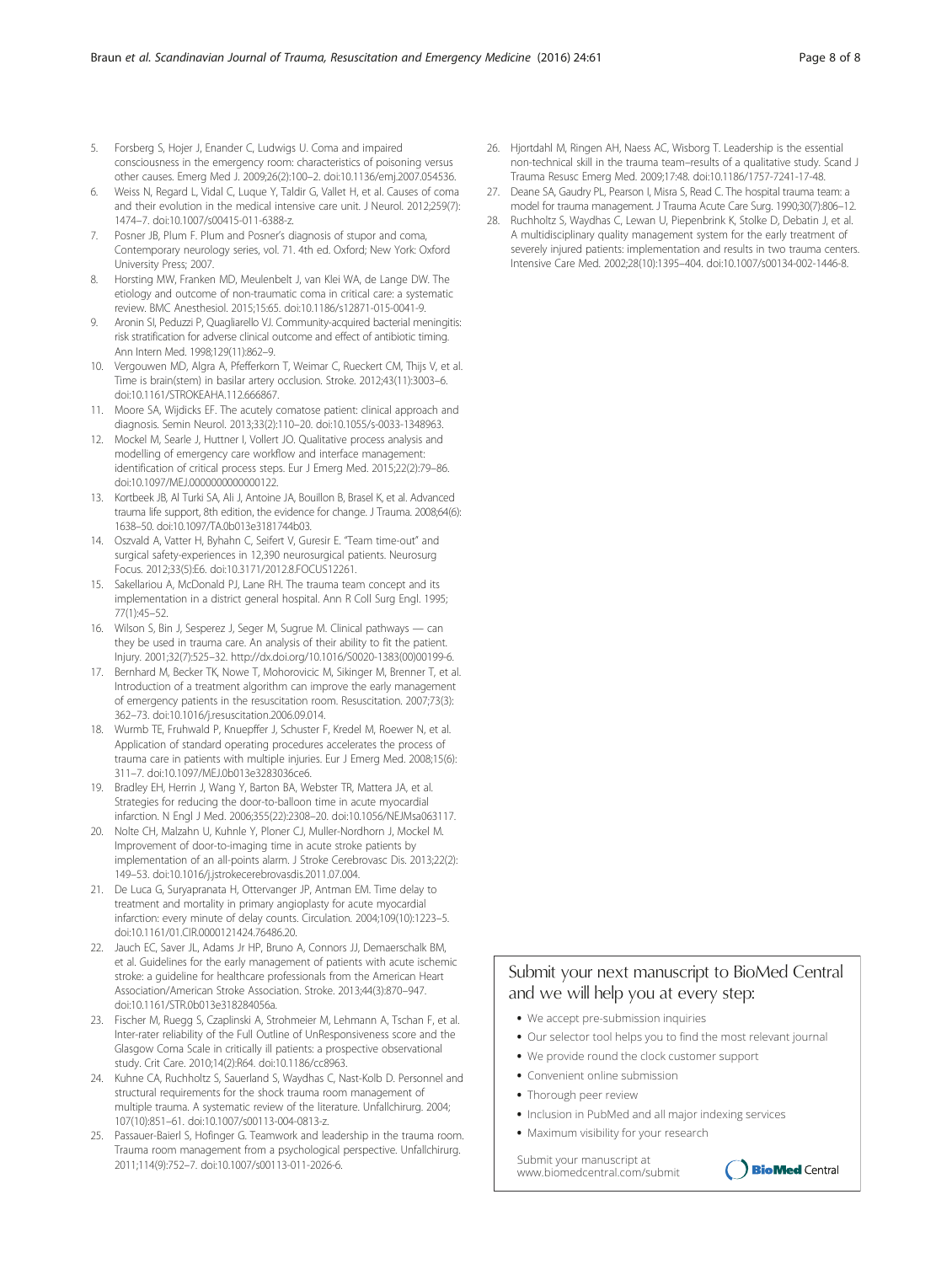5. Forsberg S, Hojer J, Enander C, Ludwigs U. Coma and impaired consciousness in the emergency room: characteristics of poisoning versus other causes. Emerg Med J. 2009;26(2):100–2. doi:10.1136/emj.2007.054536.
6. Weiss N, Regard L, Vidal C, Luque Y, Taldir G, Vallet H, et al. Causes of coma and their evolution in the medical intensive care unit. J Neurol. 2012;259(7): 1474–7. doi:10.1007/s00415-011-6388-z.
7. Posner JB, Plum F. Plum and Posner's diagnosis of stupor and coma, Contemporary neurology series, vol. 71. 4th ed. Oxford; New York: Oxford University Press; 2007.
8. Horsting MW, Franken MD, Meulenbelt J, van Klei WA, de Lange DW. The etiology and outcome of non-traumatic coma in critical care: a systematic review. BMC Anesthesiol. 2015;15:65. doi:10.1186/s12871-015-0041-9.
9. Aronin SI, Peduzzi P, Quagliarello VJ. Community-acquired bacterial meningitis: risk stratification for adverse clinical outcome and effect of antibiotic timing. Ann Intern Med. 1998;129(11):862–9.
10. Vergouwen MD, Algra A, Pfefferkorn T, Weimar C, Rueckert CM, Thijs V, et al. Time is brain(stem) in basilar artery occlusion. Stroke. 2012;43(11):3003–6. doi:10.1161/STROKEAHA.112.666867.
11. Moore SA, Wijdicks EF. The acutely comatose patient: clinical approach and diagnosis. Semin Neurol. 2013;33(2):110–20. doi:10.1055/s-0033-1348963.
12. Mockel M, Searle J, Huttner I, Vollert JO. Qualitative process analysis and modelling of emergency care workflow and interface management: identification of critical process steps. Eur J Emerg Med. 2015;22(2):79–86. doi:10.1097/MEJ.0000000000000122.
13. Kortbeek JB, Al Turki SA, Ali J, Antoine JA, Bouillon B, Brasel K, et al. Advanced trauma life support, 8th edition, the evidence for change. J Trauma. 2008;64(6): 1638–50. doi:10.1097/TA.0b013e3181744b03.
14. Oszvald A, Vatter H, Byhahn C, Seifert V, Guresir E. "Team time-out" and surgical safety-experiences in 12,390 neurosurgical patients. Neurosurg Focus. 2012;33(5):E6. doi:10.3171/2012.8.FOCUS12261.
15. Sakellariou A, McDonald PJ, Lane RH. The trauma team concept and its implementation in a district general hospital. Ann R Coll Surg Engl. 1995; 77(1):45–52.
16. Wilson S, Bin J, Sesperez J, Seger M, Sugrue M. Clinical pathways — can they be used in trauma care. An analysis of their ability to fit the patient. Injury. 2001;32(7):525–32. http://dx.doi.org/10.1016/S0020-1383(00)00199-6.
17. Bernhard M, Becker TK, Nowe T, Mohorovicic M, Sikinger M, Brenner T, et al. Introduction of a treatment algorithm can improve the early management of emergency patients in the resuscitation room. Resuscitation. 2007;73(3): 362–73. doi:10.1016/j.resuscitation.2006.09.014.
18. Wurmb TE, Fruhwald P, Knuepffer J, Schuster F, Kredel M, Roewer N, et al. Application of standard operating procedures accelerates the process of trauma care in patients with multiple injuries. Eur J Emerg Med. 2008;15(6): 311–7. doi:10.1097/MEJ.0b013e3283036ce6.
19. Bradley EH, Herrin J, Wang Y, Barton BA, Webster TR, Mattera JA, et al. Strategies for reducing the door-to-balloon time in acute myocardial infarction. N Engl J Med. 2006;355(22):2308–20. doi:10.1056/NEJMsa063117.
20. Nolte CH, Malzahn U, Kuhnle Y, Ploner CJ, Muller-Nordhorn J, Mockel M. Improvement of door-to-imaging time in acute stroke patients by implementation of an all-points alarm. J Stroke Cerebrovasc Dis. 2013;22(2): 149–53. doi:10.1016/j.jstrokecerebrovasdis.2011.07.004.
21. De Luca G, Suryapranata H, Ottervanger JP, Antman EM. Time delay to treatment and mortality in primary angioplasty for acute myocardial infarction: every minute of delay counts. Circulation. 2004;109(10):1223–5. doi:10.1161/01.CIR.0000121424.76486.20.
22. Jauch EC, Saver JL, Adams Jr HP, Bruno A, Connors JJ, Demaerschalk BM, et al. Guidelines for the early management of patients with acute ischemic stroke: a guideline for healthcare professionals from the American Heart Association/American Stroke Association. Stroke. 2013;44(3):870–947. doi:10.1161/STR.0b013e318284056a.
23. Fischer M, Ruegg S, Czaplinski A, Strohmeier M, Lehmann A, Tschan F, et al. Inter-rater reliability of the Full Outline of UnResponsiveness score and the Glasgow Coma Scale in critically ill patients: a prospective observational study. Crit Care. 2010;14(2):R64. doi:10.1186/cc8963.
24. Kuhne CA, Ruchholtz S, Sauerland S, Waydhas C, Nast-Kolb D. Personnel and structural requirements for the shock trauma room management of multiple trauma. A systematic review of the literature. Unfallchirurg. 2004; 107(10):851–61. doi:10.1007/s00113-004-0813-z.
25. Passauer-Baierl S, Hofinger G. Teamwork and leadership in the trauma room. Trauma room management from a psychological perspective. Unfallchirurg. 2011;114(9):752–7. doi:10.1007/s00113-011-2026-6.
26. Hjortdahl M, Ringen AH, Naess AC, Wisborg T. Leadership is the essential non-technical skill in the trauma team–results of a qualitative study. Scand J Trauma Resusc Emerg Med. 2009;17:48. doi:10.1186/1757-7241-17-48.
27. Deane SA, Gaudry PL, Pearson I, Misra S, Read C. The hospital trauma team: a model for trauma management. J Trauma Acute Care Surg. 1990;30(7):806–12.
28. Ruchholtz S, Waydhas C, Lewan U, Piepenbrink K, Stolke D, Debatin J, et al. A multidisciplinary quality management system for the early treatment of severely injured patients: implementation and results in two trauma centers. Intensive Care Med. 2002;28(10):1395–404. doi:10.1007/s00134-002-1446-8.

## Submit your next manuscript to BioMed Central and we will help you at every step:

- We accept pre-submission inquiries
- Our selector tool helps you to find the most relevant journal
- We provide round the clock customer support
- Convenient online submission
- Thorough peer review
- Inclusion in PubMed and all major indexing services
- Maximum visibility for your research

Submit your manuscript at
www.biomedcentral.com/submit

BioMed Central